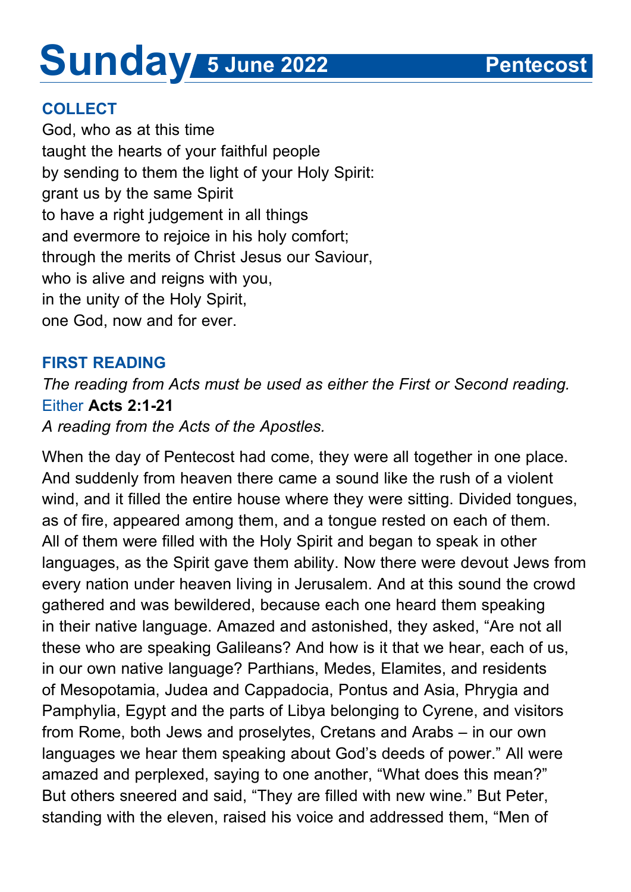# Sunday 5 June 2022 Pentecost

## COLLECT

God, who as at this time
taught the hearts of your faithful people
by sending to them the light of your Holy Spirit:
grant us by the same Spirit
to have a right judgement in all things
and evermore to rejoice in his holy comfort;
through the merits of Christ Jesus our Saviour,
who is alive and reigns with you,
in the unity of the Holy Spirit,
one God, now and for ever.

## FIRST READING

*The reading from Acts must be used as either the First or Second reading.*

Either **Acts 2:1-21**

*A reading from the Acts of the Apostles.*

When the day of Pentecost had come, they were all together in one place. And suddenly from heaven there came a sound like the rush of a violent wind, and it filled the entire house where they were sitting. Divided tongues, as of fire, appeared among them, and a tongue rested on each of them. All of them were filled with the Holy Spirit and began to speak in other languages, as the Spirit gave them ability. Now there were devout Jews from every nation under heaven living in Jerusalem. And at this sound the crowd gathered and was bewildered, because each one heard them speaking in their native language. Amazed and astonished, they asked, "Are not all these who are speaking Galileans? And how is it that we hear, each of us, in our own native language? Parthians, Medes, Elamites, and residents of Mesopotamia, Judea and Cappadocia, Pontus and Asia, Phrygia and Pamphylia, Egypt and the parts of Libya belonging to Cyrene, and visitors from Rome, both Jews and proselytes, Cretans and Arabs – in our own languages we hear them speaking about God's deeds of power." All were amazed and perplexed, saying to one another, "What does this mean?" But others sneered and said, "They are filled with new wine." But Peter, standing with the eleven, raised his voice and addressed them, "Men of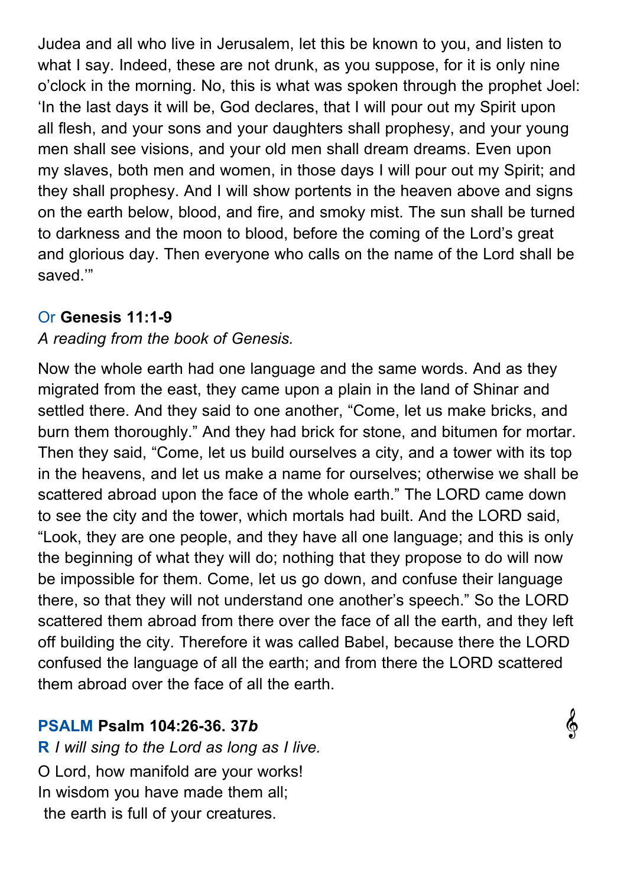Judea and all who live in Jerusalem, let this be known to you, and listen to what I say. Indeed, these are not drunk, as you suppose, for it is only nine o'clock in the morning. No, this is what was spoken through the prophet Joel: 'In the last days it will be, God declares, that I will pour out my Spirit upon all flesh, and your sons and your daughters shall prophesy, and your young men shall see visions, and your old men shall dream dreams. Even upon my slaves, both men and women, in those days I will pour out my Spirit; and they shall prophesy. And I will show portents in the heaven above and signs on the earth below, blood, and fire, and smoky mist. The sun shall be turned to darkness and the moon to blood, before the coming of the Lord's great and glorious day. Then everyone who calls on the name of the Lord shall be saved.'"

Or **Genesis 11:1-9**

*A reading from the book of Genesis.*

Now the whole earth had one language and the same words. And as they migrated from the east, they came upon a plain in the land of Shinar and settled there. And they said to one another, "Come, let us make bricks, and burn them thoroughly." And they had brick for stone, and bitumen for mortar. Then they said, "Come, let us build ourselves a city, and a tower with its top in the heavens, and let us make a name for ourselves; otherwise we shall be scattered abroad upon the face of the whole earth." The LORD came down to see the city and the tower, which mortals had built. And the LORD said, "Look, they are one people, and they have all one language; and this is only the beginning of what they will do; nothing that they propose to do will now be impossible for them. Come, let us go down, and confuse their language there, so that they will not understand one another's speech." So the LORD scattered them abroad from there over the face of all the earth, and they left off building the city. Therefore it was called Babel, because there the LORD confused the language of all the earth; and from there the LORD scattered them abroad over the face of all the earth.

**PSALM Psalm 104:26-36. 37*b***

**R** *I will sing to the Lord as long as I live.*

O Lord, how manifold are your works!
In wisdom you have made them all;
 the earth is full of your creatures.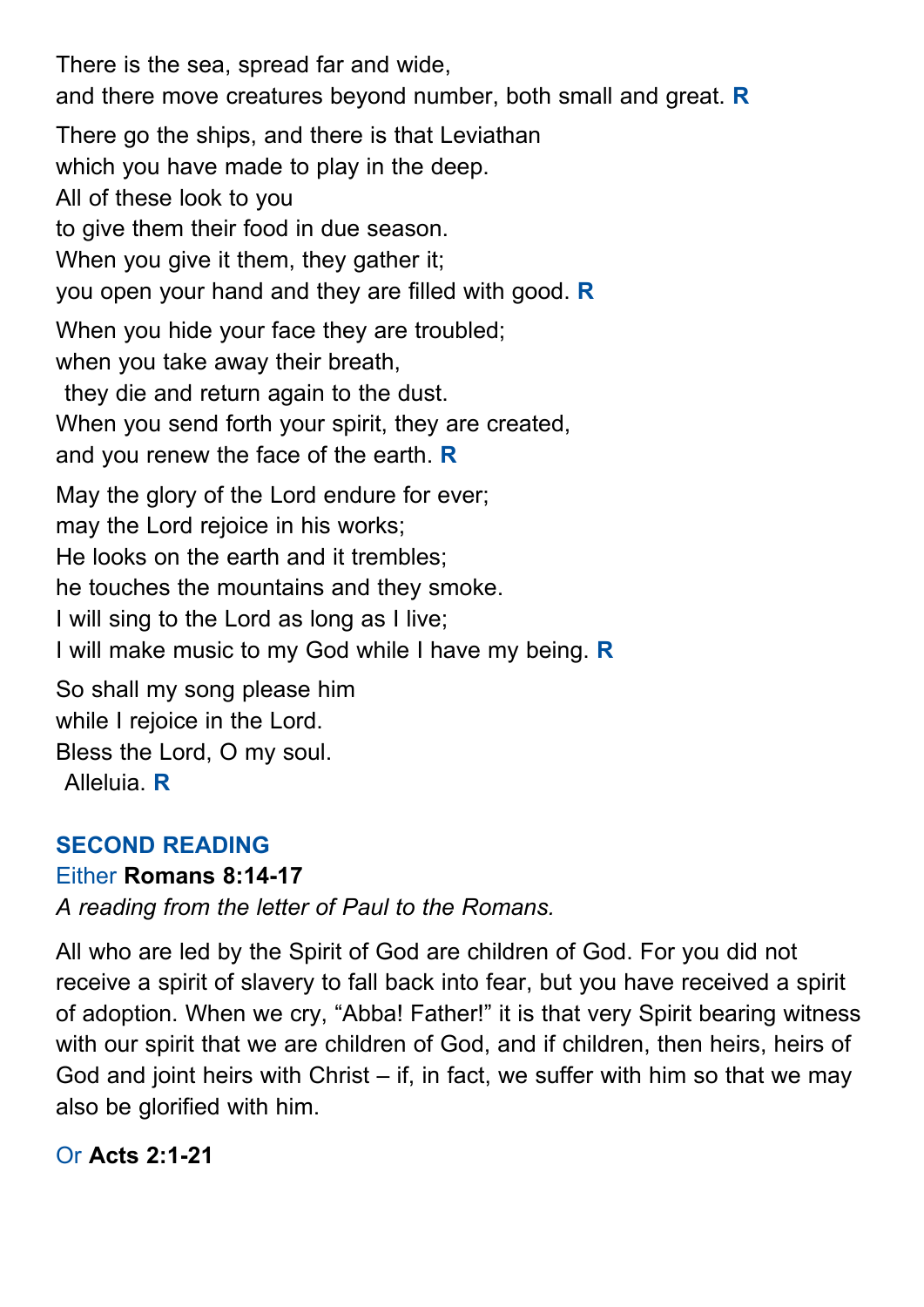There is the sea, spread far and wide,
and there move creatures beyond number, both small and great. **R**

There go the ships, and there is that Leviathan
which you have made to play in the deep.
All of these look to you
to give them their food in due season.
When you give it them, they gather it;
you open your hand and they are filled with good. **R**

When you hide your face they are troubled;
when you take away their breath,
they die and return again to the dust.
When you send forth your spirit, they are created,
and you renew the face of the earth. **R**

May the glory of the Lord endure for ever;
may the Lord rejoice in his works;
He looks on the earth and it trembles;
he touches the mountains and they smoke.
I will sing to the Lord as long as I live;
I will make music to my God while I have my being. **R**

So shall my song please him
while I rejoice in the Lord.
Bless the Lord, O my soul.
Alleluia. **R**

## SECOND READING

Either **Romans 8:14-17**

*A reading from the letter of Paul to the Romans.*

All who are led by the Spirit of God are children of God. For you did not receive a spirit of slavery to fall back into fear, but you have received a spirit of adoption. When we cry, “Abba! Father!” it is that very Spirit bearing witness with our spirit that we are children of God, and if children, then heirs, heirs of God and joint heirs with Christ – if, in fact, we suffer with him so that we may also be glorified with him.

Or **Acts 2:1-21**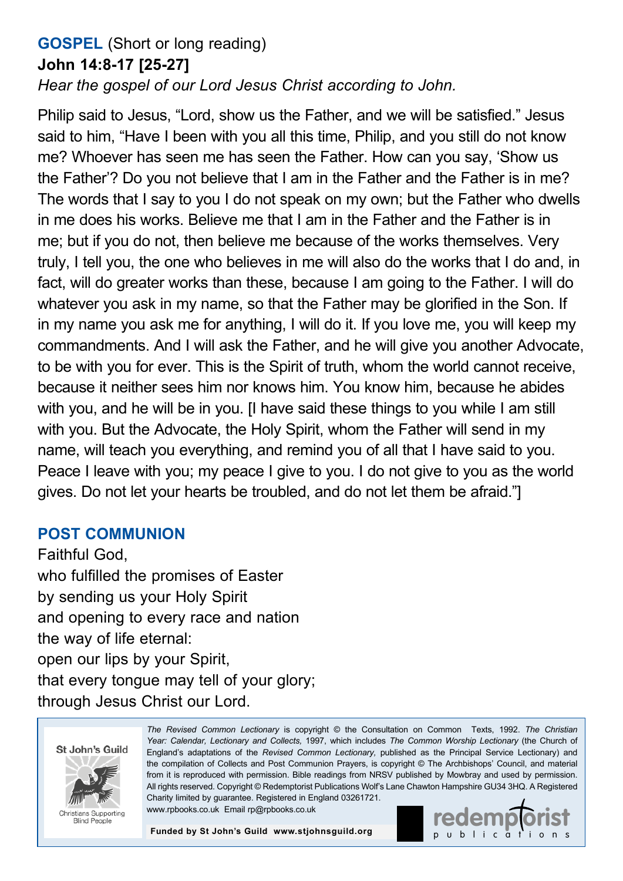## **GOSPEL** (Short or long reading)

**John 14:8-17 [25-27]**

*Hear the gospel of our Lord Jesus Christ according to John.*

Philip said to Jesus, "Lord, show us the Father, and we will be satisfied." Jesus said to him, "Have I been with you all this time, Philip, and you still do not know me? Whoever has seen me has seen the Father. How can you say, 'Show us the Father'? Do you not believe that I am in the Father and the Father is in me? The words that I say to you I do not speak on my own; but the Father who dwells in me does his works. Believe me that I am in the Father and the Father is in me; but if you do not, then believe me because of the works themselves. Very truly, I tell you, the one who believes in me will also do the works that I do and, in fact, will do greater works than these, because I am going to the Father. I will do whatever you ask in my name, so that the Father may be glorified in the Son. If in my name you ask me for anything, I will do it. If you love me, you will keep my commandments. And I will ask the Father, and he will give you another Advocate, to be with you for ever. This is the Spirit of truth, whom the world cannot receive, because it neither sees him nor knows him. You know him, because he abides with you, and he will be in you. [I have said these things to you while I am still with you. But the Advocate, the Holy Spirit, whom the Father will send in my name, will teach you everything, and remind you of all that I have said to you. Peace I leave with you; my peace I give to you. I do not give to you as the world gives. Do not let your hearts be troubled, and do not let them be afraid."]

## **POST COMMUNION**

Faithful God,
who fulfilled the promises of Easter
by sending us your Holy Spirit
and opening to every race and nation
the way of life eternal:
open our lips by your Spirit,
that every tongue may tell of your glory;
through Jesus Christ our Lord.

St John's Guild
Christians Supporting Blind People

*The Revised Common Lectionary* is copyright © the Consultation on Common Texts, 1992. *The Christian Year: Calendar, Lectionary and Collects,* 1997, which includes *The Common Worship Lectionary* (the Church of England's adaptations of the *Revised Common Lectionary,* published as the Principal Service Lectionary) and the compilation of Collects and Post Communion Prayers, is copyright © The Archbishops' Council, and material from it is reproduced with permission. Bible readings from NRSV published by Mowbray and used by permission. All rights reserved. Copyright © Redemptorist Publications Wolf's Lane Chawton Hampshire GU34 3HQ. A Registered Charity limited by guarantee. Registered in England 03261721.
www.rpbooks.co.uk Email rp@rpbooks.co.uk

**Funded by St John's Guild www.stjohnsguild.org**

redemptorist publications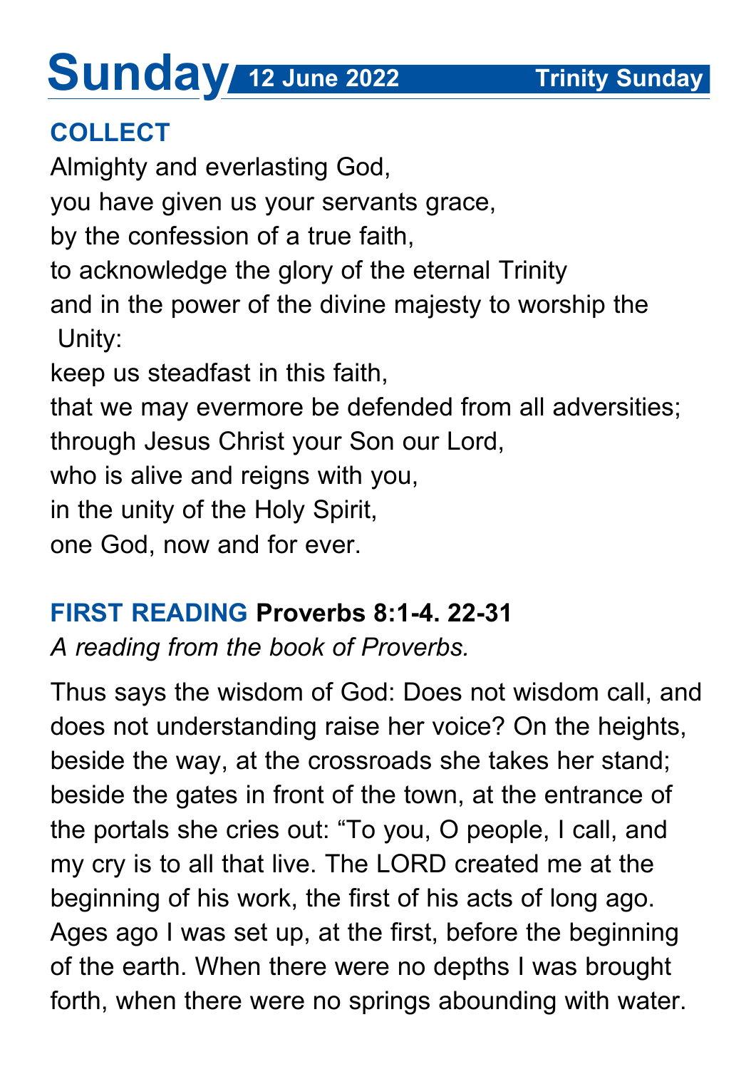# Sunday 12 June 2022 Trinity Sunday

## COLLECT

Almighty and everlasting God,
you have given us your servants grace,
by the confession of a true faith,
to acknowledge the glory of the eternal Trinity
and in the power of the divine majesty to worship the Unity:
keep us steadfast in this faith,
that we may evermore be defended from all adversities;
through Jesus Christ your Son our Lord,
who is alive and reigns with you,
in the unity of the Holy Spirit,
one God, now and for ever.

## FIRST READING **Proverbs 8:1-4. 22-31**

*A reading from the book of Proverbs.*

Thus says the wisdom of God: Does not wisdom call, and does not understanding raise her voice? On the heights, beside the way, at the crossroads she takes her stand; beside the gates in front of the town, at the entrance of the portals she cries out: "To you, O people, I call, and my cry is to all that live. The LORD created me at the beginning of his work, the first of his acts of long ago. Ages ago I was set up, at the first, before the beginning of the earth. When there were no depths I was brought forth, when there were no springs abounding with water.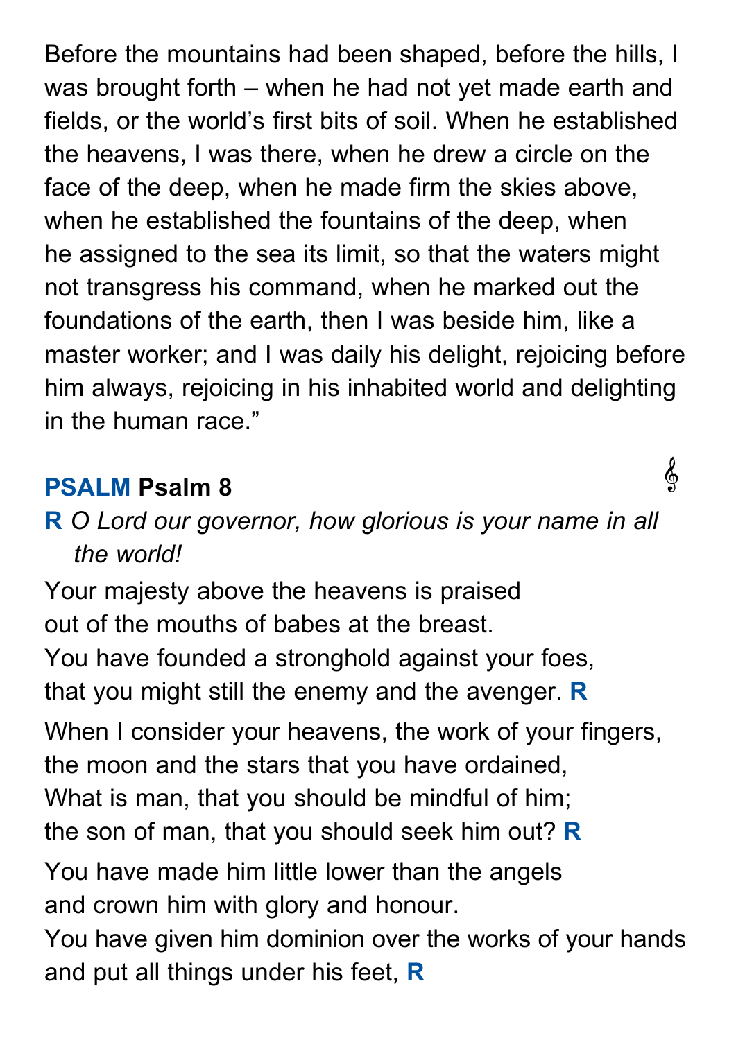Before the mountains had been shaped, before the hills, I was brought forth – when he had not yet made earth and fields, or the world's first bits of soil. When he established the heavens, I was there, when he drew a circle on the face of the deep, when he made firm the skies above, when he established the fountains of the deep, when he assigned to the sea its limit, so that the waters might not transgress his command, when he marked out the foundations of the earth, then I was beside him, like a master worker; and I was daily his delight, rejoicing before him always, rejoicing in his inhabited world and delighting in the human race."

## **PSALM** Psalm 8

**R** *O Lord our governor, how glorious is your name in all the world!*

Your majesty above the heavens is praised
out of the mouths of babes at the breast.
You have founded a stronghold against your foes,
that you might still the enemy and the avenger. **R**

When I consider your heavens, the work of your fingers,
the moon and the stars that you have ordained,
What is man, that you should be mindful of him;
the son of man, that you should seek him out? **R**

You have made him little lower than the angels
and crown him with glory and honour.
You have given him dominion over the works of your hands
and put all things under his feet, **R**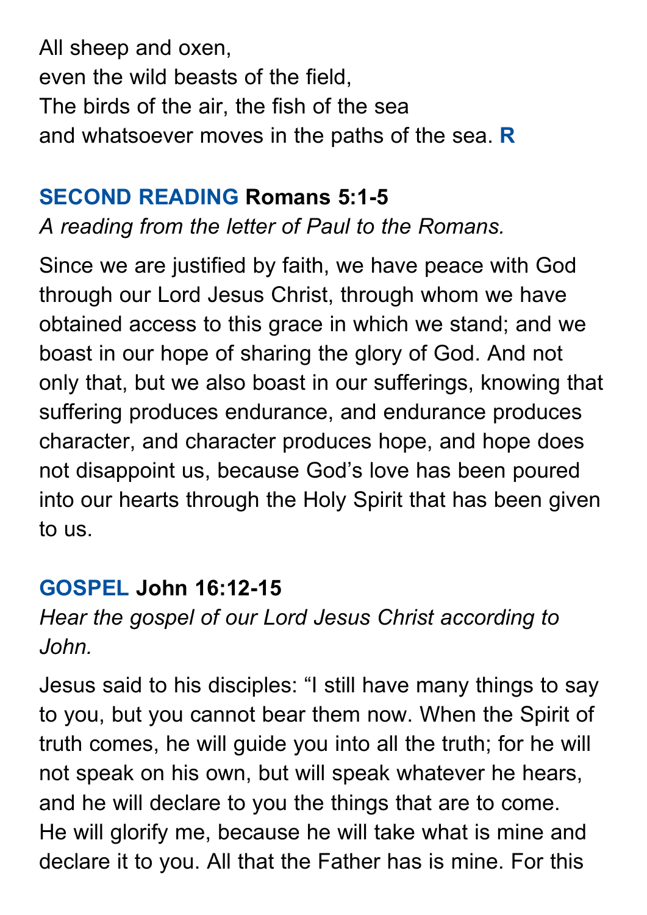All sheep and oxen,
even the wild beasts of the field,
The birds of the air, the fish of the sea
and whatsoever moves in the paths of the sea. **R**

## SECOND READING Romans 5:1-5

*A reading from the letter of Paul to the Romans.*

Since we are justified by faith, we have peace with God through our Lord Jesus Christ, through whom we have obtained access to this grace in which we stand; and we boast in our hope of sharing the glory of God. And not only that, but we also boast in our sufferings, knowing that suffering produces endurance, and endurance produces character, and character produces hope, and hope does not disappoint us, because God's love has been poured into our hearts through the Holy Spirit that has been given to us.

## GOSPEL John 16:12-15

*Hear the gospel of our Lord Jesus Christ according to John.*

Jesus said to his disciples: "I still have many things to say to you, but you cannot bear them now. When the Spirit of truth comes, he will guide you into all the truth; for he will not speak on his own, but will speak whatever he hears, and he will declare to you the things that are to come. He will glorify me, because he will take what is mine and declare it to you. All that the Father has is mine. For this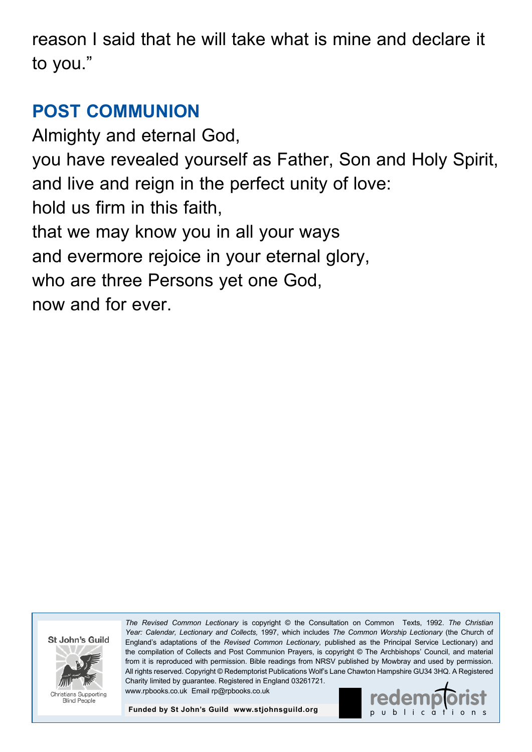reason I said that he will take what is mine and declare it to you."

## POST COMMUNION

Almighty and eternal God,
you have revealed yourself as Father, Son and Holy Spirit,
and live and reign in the perfect unity of love:
hold us firm in this faith,
that we may know you in all your ways
and evermore rejoice in your eternal glory,
who are three Persons yet one God,
now and for ever.

St John's Guild
Christians Supporting Blind People

*The Revised Common Lectionary* is copyright © the Consultation on Common Texts, 1992. *The Christian Year: Calendar, Lectionary and Collects,* 1997, which includes *The Common Worship Lectionary* (the Church of England's adaptations of the *Revised Common Lectionary,* published as the Principal Service Lectionary) and the compilation of Collects and Post Communion Prayers, is copyright © The Archbishops' Council, and material from it is reproduced with permission. Bible readings from NRSV published by Mowbray and used by permission. All rights reserved. Copyright © Redemptorist Publications Wolf's Lane Chawton Hampshire GU34 3HQ. A Registered Charity limited by guarantee. Registered in England 03261721.
www.rpbooks.co.uk Email rp@rpbooks.co.uk

**Funded by St John's Guild www.stjohnsguild.org**

redemptorist publications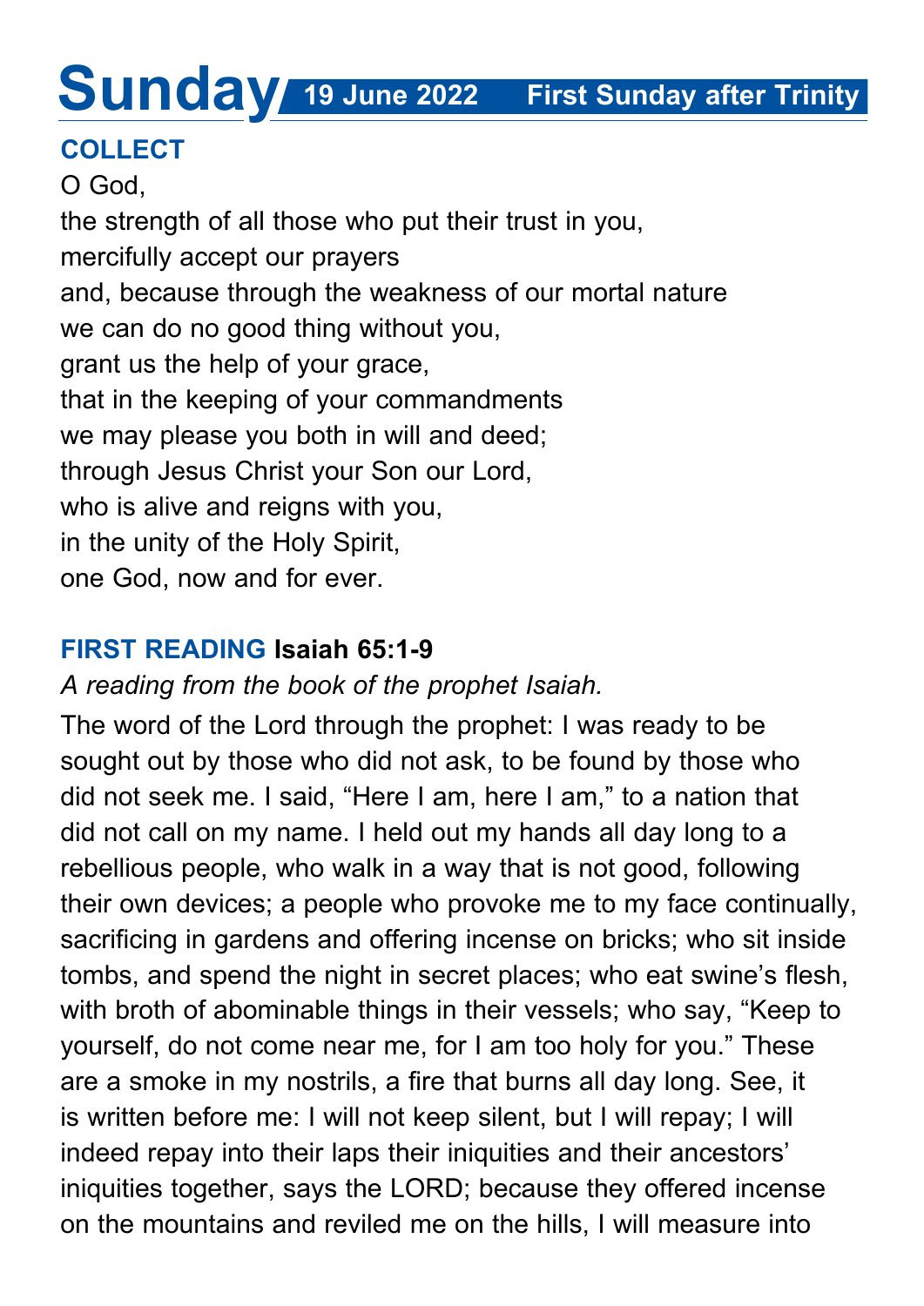# Sunday 19 June 2022 First Sunday after Trinity

## COLLECT

O God,
the strength of all those who put their trust in you,
mercifully accept our prayers
and, because through the weakness of our mortal nature
we can do no good thing without you,
grant us the help of your grace,
that in the keeping of your commandments
we may please you both in will and deed;
through Jesus Christ your Son our Lord,
who is alive and reigns with you,
in the unity of the Holy Spirit,
one God, now and for ever.

## FIRST READING **Isaiah 65:1-9**

*A reading from the book of the prophet Isaiah.*

The word of the Lord through the prophet: I was ready to be sought out by those who did not ask, to be found by those who did not seek me. I said, “Here I am, here I am,” to a nation that did not call on my name. I held out my hands all day long to a rebellious people, who walk in a way that is not good, following their own devices; a people who provoke me to my face continually, sacrificing in gardens and offering incense on bricks; who sit inside tombs, and spend the night in secret places; who eat swine’s flesh, with broth of abominable things in their vessels; who say, “Keep to yourself, do not come near me, for I am too holy for you.” These are a smoke in my nostrils, a fire that burns all day long. See, it is written before me: I will not keep silent, but I will repay; I will indeed repay into their laps their iniquities and their ancestors’ iniquities together, says the LORD; because they offered incense on the mountains and reviled me on the hills, I will measure into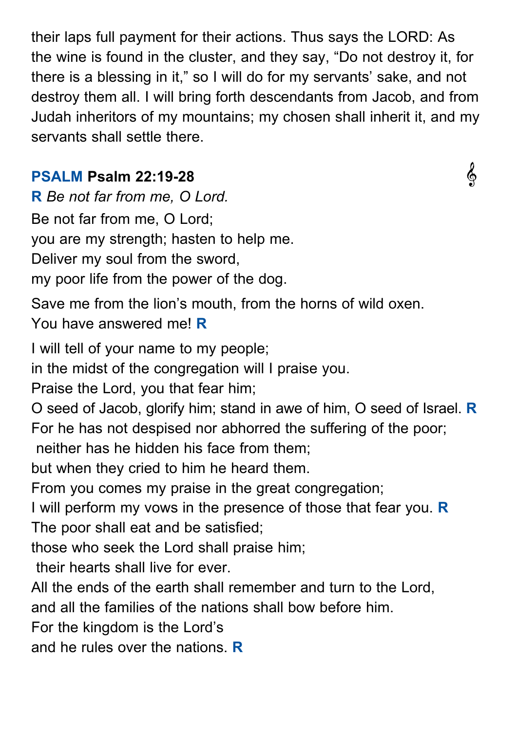their laps full payment for their actions. Thus says the LORD: As the wine is found in the cluster, and they say, "Do not destroy it, for there is a blessing in it," so I will do for my servants' sake, and not destroy them all. I will bring forth descendants from Jacob, and from Judah inheritors of my mountains; my chosen shall inherit it, and my servants shall settle there.

## PSALM Psalm 22:19-28

**R** *Be not far from me, O Lord.*

Be not far from me, O Lord;
you are my strength; hasten to help me.
Deliver my soul from the sword,
my poor life from the power of the dog.

Save me from the lion's mouth, from the horns of wild oxen.
You have answered me! **R**

I will tell of your name to my people;
in the midst of the congregation will I praise you.
Praise the Lord, you that fear him;
O seed of Jacob, glorify him; stand in awe of him, O seed of Israel. **R**
For he has not despised nor abhorred the suffering of the poor;
neither has he hidden his face from them;
but when they cried to him he heard them.
From you comes my praise in the great congregation;
I will perform my vows in the presence of those that fear you. **R**
The poor shall eat and be satisfied;
those who seek the Lord shall praise him;
their hearts shall live for ever.
All the ends of the earth shall remember and turn to the Lord,
and all the families of the nations shall bow before him.
For the kingdom is the Lord's
and he rules over the nations. **R**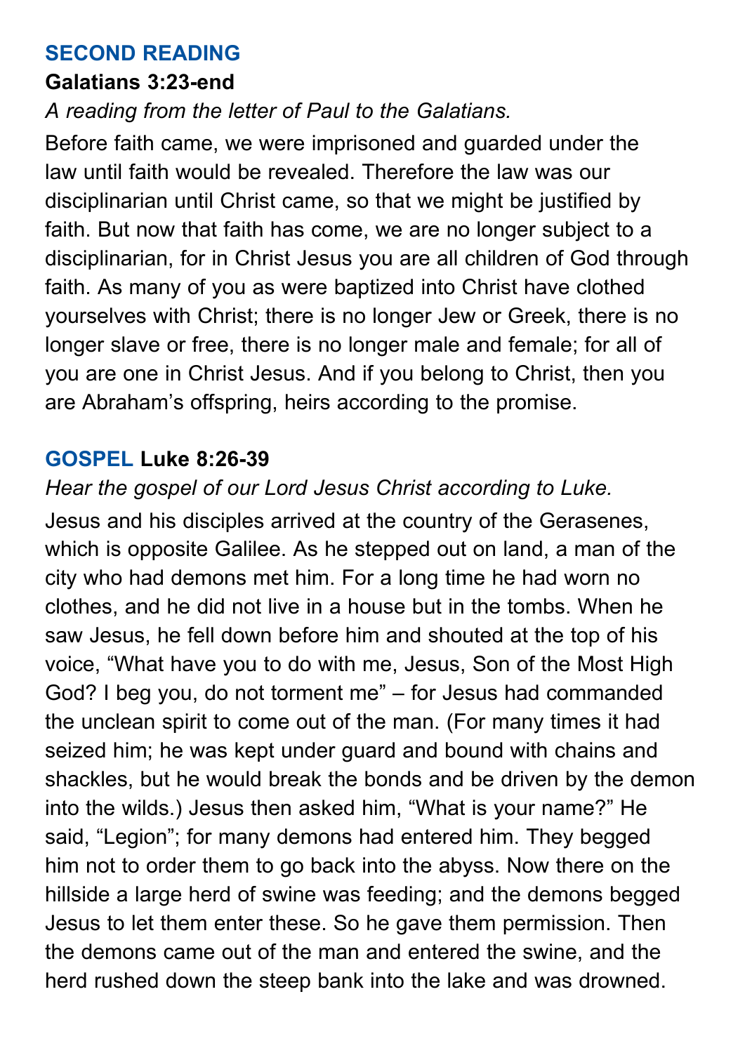## SECOND READING

**Galatians 3:23-end**

*A reading from the letter of Paul to the Galatians.*

Before faith came, we were imprisoned and guarded under the law until faith would be revealed. Therefore the law was our disciplinarian until Christ came, so that we might be justified by faith. But now that faith has come, we are no longer subject to a disciplinarian, for in Christ Jesus you are all children of God through faith. As many of you as were baptized into Christ have clothed yourselves with Christ; there is no longer Jew or Greek, there is no longer slave or free, there is no longer male and female; for all of you are one in Christ Jesus. And if you belong to Christ, then you are Abraham's offspring, heirs according to the promise.

## GOSPEL **Luke 8:26-39**

*Hear the gospel of our Lord Jesus Christ according to Luke.*

Jesus and his disciples arrived at the country of the Gerasenes, which is opposite Galilee. As he stepped out on land, a man of the city who had demons met him. For a long time he had worn no clothes, and he did not live in a house but in the tombs. When he saw Jesus, he fell down before him and shouted at the top of his voice, "What have you to do with me, Jesus, Son of the Most High God? I beg you, do not torment me" – for Jesus had commanded the unclean spirit to come out of the man. (For many times it had seized him; he was kept under guard and bound with chains and shackles, but he would break the bonds and be driven by the demon into the wilds.) Jesus then asked him, "What is your name?" He said, "Legion"; for many demons had entered him. They begged him not to order them to go back into the abyss. Now there on the hillside a large herd of swine was feeding; and the demons begged Jesus to let them enter these. So he gave them permission. Then the demons came out of the man and entered the swine, and the herd rushed down the steep bank into the lake and was drowned.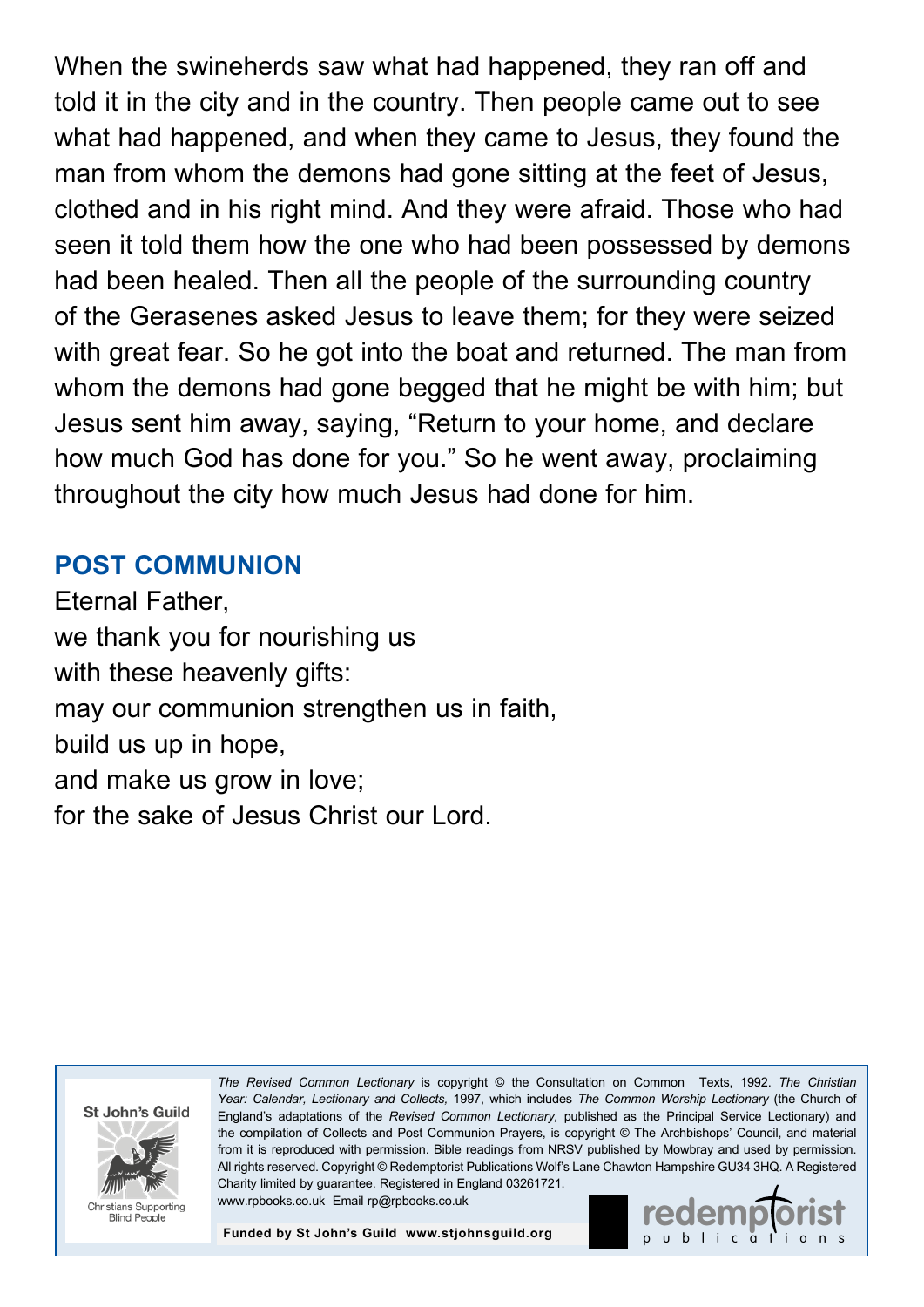When the swineherds saw what had happened, they ran off and told it in the city and in the country. Then people came out to see what had happened, and when they came to Jesus, they found the man from whom the demons had gone sitting at the feet of Jesus, clothed and in his right mind. And they were afraid. Those who had seen it told them how the one who had been possessed by demons had been healed. Then all the people of the surrounding country of the Gerasenes asked Jesus to leave them; for they were seized with great fear. So he got into the boat and returned. The man from whom the demons had gone begged that he might be with him; but Jesus sent him away, saying, "Return to your home, and declare how much God has done for you." So he went away, proclaiming throughout the city how much Jesus had done for him.

## POST COMMUNION

Eternal Father,
we thank you for nourishing us
with these heavenly gifts:
may our communion strengthen us in faith,
build us up in hope,
and make us grow in love;
for the sake of Jesus Christ our Lord.

St John's Guild

Christians Supporting Blind People

*The Revised Common Lectionary* is copyright © the Consultation on Common Texts, 1992. *The Christian Year: Calendar, Lectionary and Collects,* 1997, which includes *The Common Worship Lectionary* (the Church of England's adaptations of the *Revised Common Lectionary,* published as the Principal Service Lectionary) and the compilation of Collects and Post Communion Prayers, is copyright © The Archbishops' Council, and material from it is reproduced with permission. Bible readings from NRSV published by Mowbray and used by permission. All rights reserved. Copyright © Redemptorist Publications Wolf's Lane Chawton Hampshire GU34 3HQ. A Registered Charity limited by guarantee. Registered in England 03261721.
www.rpbooks.co.uk Email rp@rpbooks.co.uk

**Funded by St John's Guild www.stjohnsguild.org**

redemptorist publications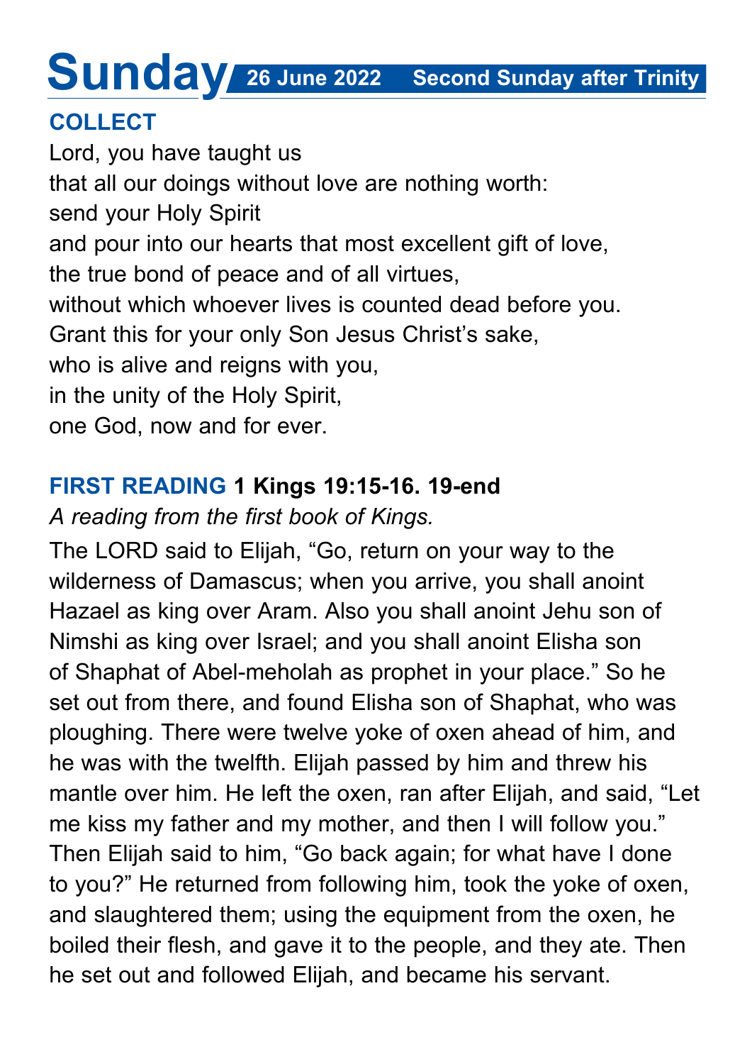# Sunday 26 June 2022 Second Sunday after Trinity

## COLLECT

Lord, you have taught us
that all our doings without love are nothing worth:
send your Holy Spirit
and pour into our hearts that most excellent gift of love,
the true bond of peace and of all virtues,
without which whoever lives is counted dead before you.
Grant this for your only Son Jesus Christ's sake,
who is alive and reigns with you,
in the unity of the Holy Spirit,
one God, now and for ever.

## FIRST READING **1 Kings 19:15-16. 19-end**

*A reading from the first book of Kings.*

The LORD said to Elijah, "Go, return on your way to the wilderness of Damascus; when you arrive, you shall anoint Hazael as king over Aram. Also you shall anoint Jehu son of Nimshi as king over Israel; and you shall anoint Elisha son of Shaphat of Abel-meholah as prophet in your place." So he set out from there, and found Elisha son of Shaphat, who was ploughing. There were twelve yoke of oxen ahead of him, and he was with the twelfth. Elijah passed by him and threw his mantle over him. He left the oxen, ran after Elijah, and said, "Let me kiss my father and my mother, and then I will follow you." Then Elijah said to him, "Go back again; for what have I done to you?" He returned from following him, took the yoke of oxen, and slaughtered them; using the equipment from the oxen, he boiled their flesh, and gave it to the people, and they ate. Then he set out and followed Elijah, and became his servant.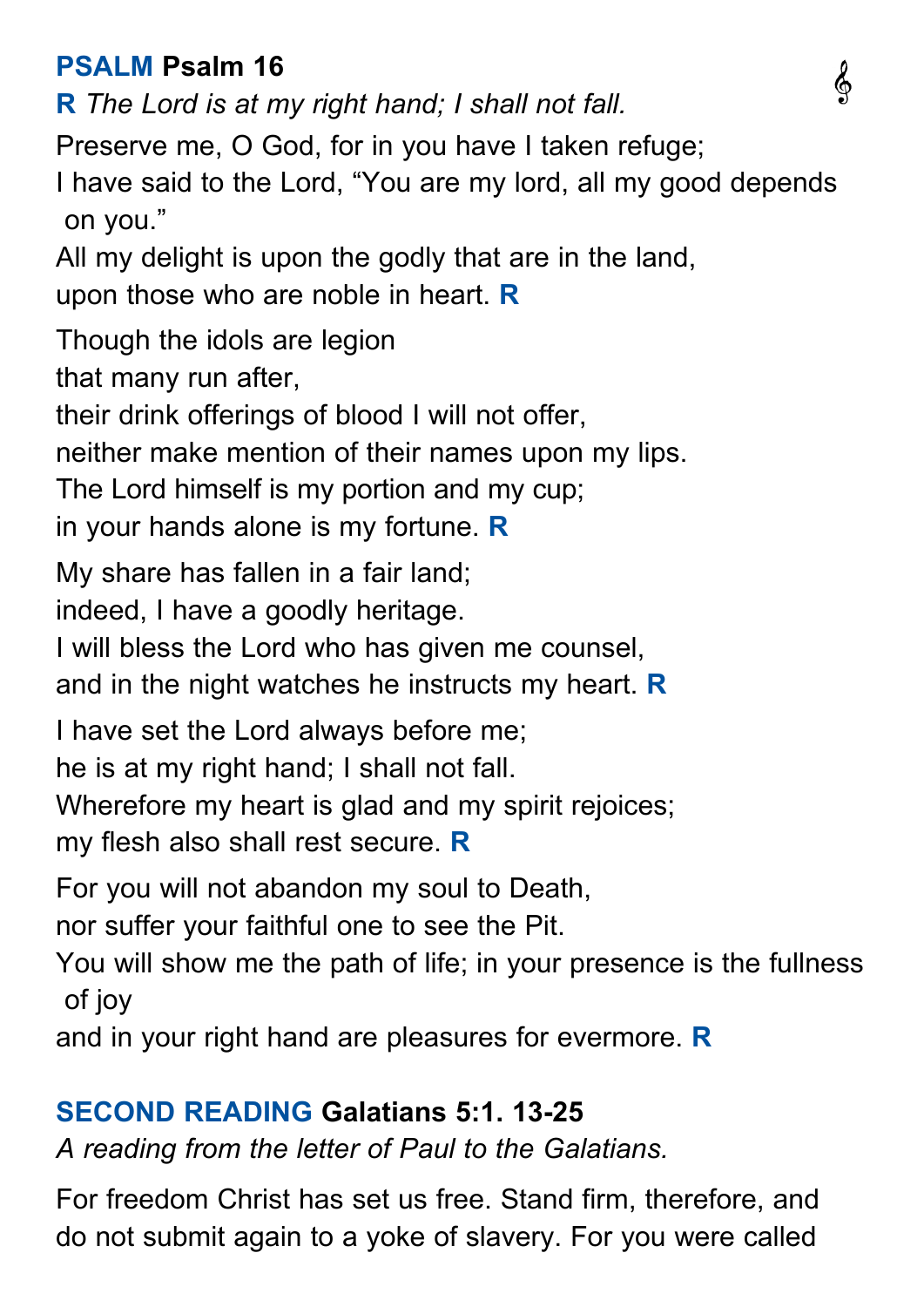## **PSALM** Psalm 16

**R** *The Lord is at my right hand; I shall not fall.*

Preserve me, O God, for in you have I taken refuge;
I have said to the Lord, "You are my lord, all my good depends on you."
All my delight is upon the godly that are in the land,
upon those who are noble in heart. **R**

Though the idols are legion
that many run after,
their drink offerings of blood I will not offer,
neither make mention of their names upon my lips.
The Lord himself is my portion and my cup;
in your hands alone is my fortune. **R**

My share has fallen in a fair land;
indeed, I have a goodly heritage.
I will bless the Lord who has given me counsel,
and in the night watches he instructs my heart. **R**

I have set the Lord always before me;
he is at my right hand; I shall not fall.
Wherefore my heart is glad and my spirit rejoices;
my flesh also shall rest secure. **R**

For you will not abandon my soul to Death,
nor suffer your faithful one to see the Pit.
You will show me the path of life; in your presence is the fullness of joy
and in your right hand are pleasures for evermore. **R**

## **SECOND READING** Galatians 5:1. 13-25

*A reading from the letter of Paul to the Galatians.*

For freedom Christ has set us free. Stand firm, therefore, and do not submit again to a yoke of slavery. For you were called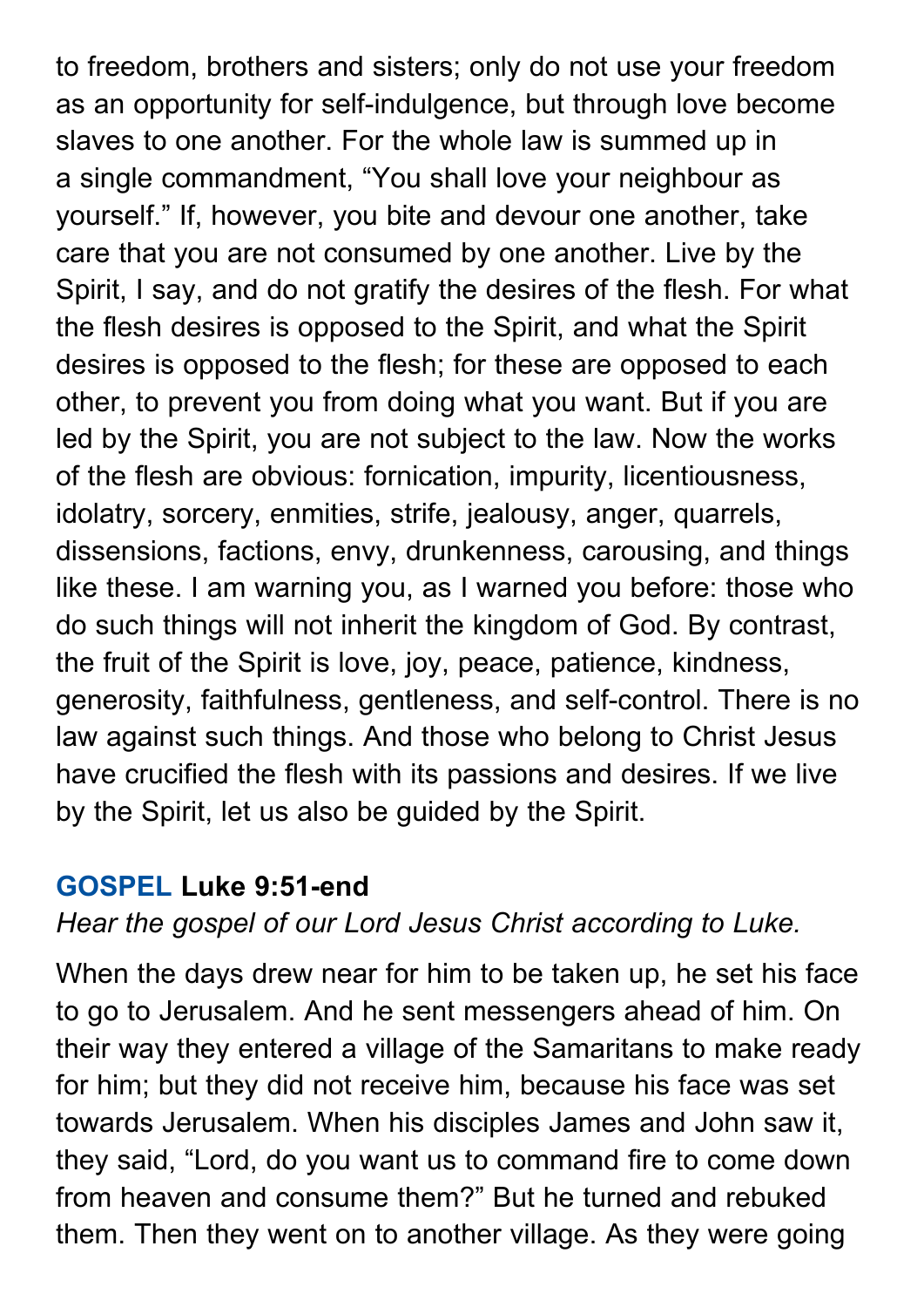to freedom, brothers and sisters; only do not use your freedom as an opportunity for self-indulgence, but through love become slaves to one another. For the whole law is summed up in a single commandment, “You shall love your neighbour as yourself.” If, however, you bite and devour one another, take care that you are not consumed by one another. Live by the Spirit, I say, and do not gratify the desires of the flesh. For what the flesh desires is opposed to the Spirit, and what the Spirit desires is opposed to the flesh; for these are opposed to each other, to prevent you from doing what you want. But if you are led by the Spirit, you are not subject to the law. Now the works of the flesh are obvious: fornication, impurity, licentiousness, idolatry, sorcery, enmities, strife, jealousy, anger, quarrels, dissensions, factions, envy, drunkenness, carousing, and things like these. I am warning you, as I warned you before: those who do such things will not inherit the kingdom of God. By contrast, the fruit of the Spirit is love, joy, peace, patience, kindness, generosity, faithfulness, gentleness, and self-control. There is no law against such things. And those who belong to Christ Jesus have crucified the flesh with its passions and desires. If we live by the Spirit, let us also be guided by the Spirit.

### GOSPEL **Luke 9:51-end**

*Hear the gospel of our Lord Jesus Christ according to Luke.*

When the days drew near for him to be taken up, he set his face to go to Jerusalem. And he sent messengers ahead of him. On their way they entered a village of the Samaritans to make ready for him; but they did not receive him, because his face was set towards Jerusalem. When his disciples James and John saw it, they said, “Lord, do you want us to command fire to come down from heaven and consume them?” But he turned and rebuked them. Then they went on to another village. As they were going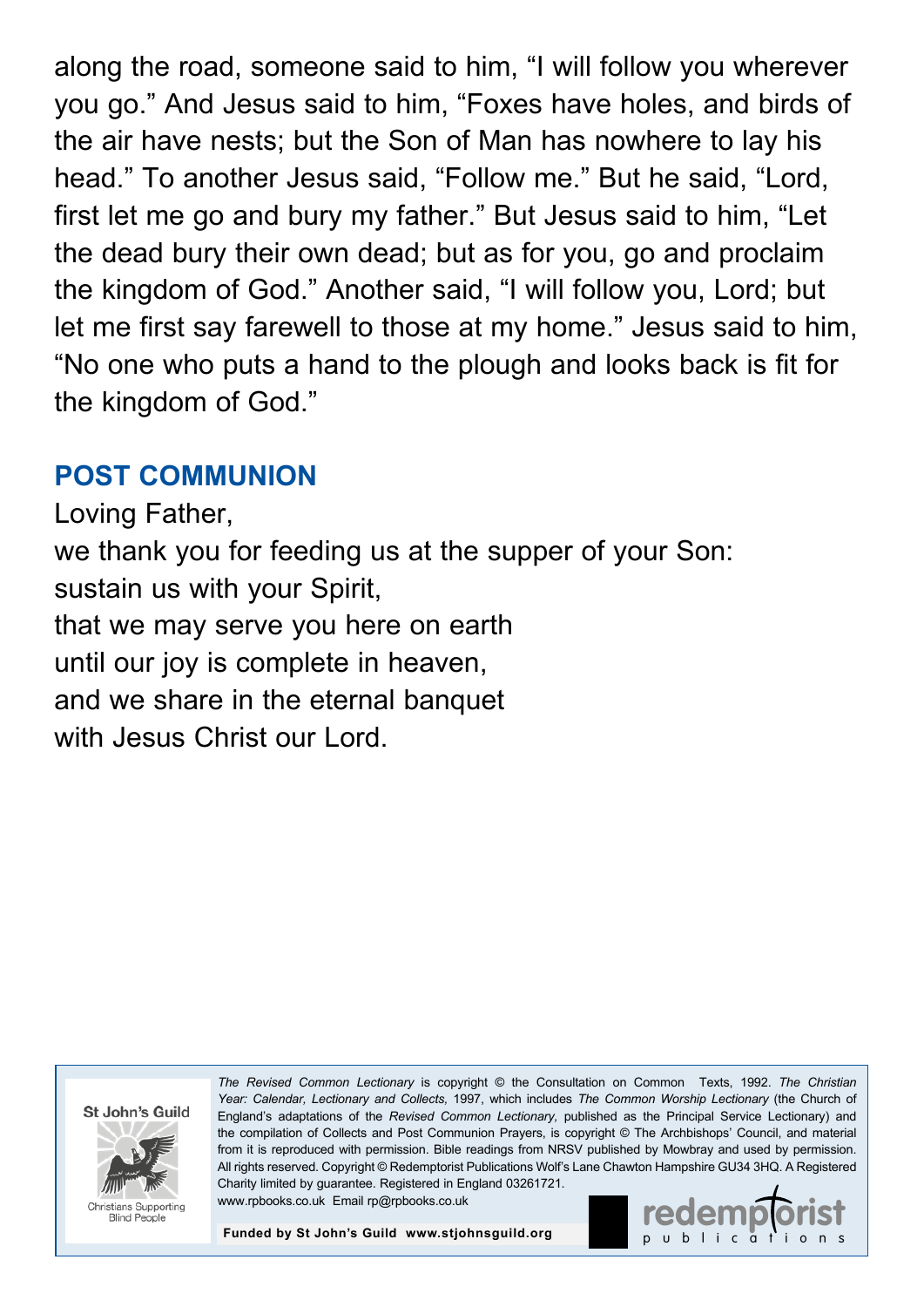along the road, someone said to him, "I will follow you wherever you go." And Jesus said to him, "Foxes have holes, and birds of the air have nests; but the Son of Man has nowhere to lay his head." To another Jesus said, "Follow me." But he said, "Lord, first let me go and bury my father." But Jesus said to him, "Let the dead bury their own dead; but as for you, go and proclaim the kingdom of God." Another said, "I will follow you, Lord; but let me first say farewell to those at my home." Jesus said to him, "No one who puts a hand to the plough and looks back is fit for the kingdom of God."

## POST COMMUNION

Loving Father,
we thank you for feeding us at the supper of your Son:
sustain us with your Spirit,
that we may serve you here on earth
until our joy is complete in heaven,
and we share in the eternal banquet
with Jesus Christ our Lord.

St John's Guild
Christians Supporting Blind People

*The Revised Common Lectionary* is copyright © the Consultation on Common Texts, 1992. *The Christian Year: Calendar, Lectionary and Collects,* 1997, which includes *The Common Worship Lectionary* (the Church of England's adaptations of the *Revised Common Lectionary,* published as the Principal Service Lectionary) and the compilation of Collects and Post Communion Prayers, is copyright © The Archbishops' Council, and material from it is reproduced with permission. Bible readings from NRSV published by Mowbray and used by permission. All rights reserved. Copyright © Redemptorist Publications Wolf's Lane Chawton Hampshire GU34 3HQ. A Registered Charity limited by guarantee. Registered in England 03261721.
www.rpbooks.co.uk Email rp@rpbooks.co.uk

**Funded by St John's Guild www.stjohnsguild.org**

redemptorist publications